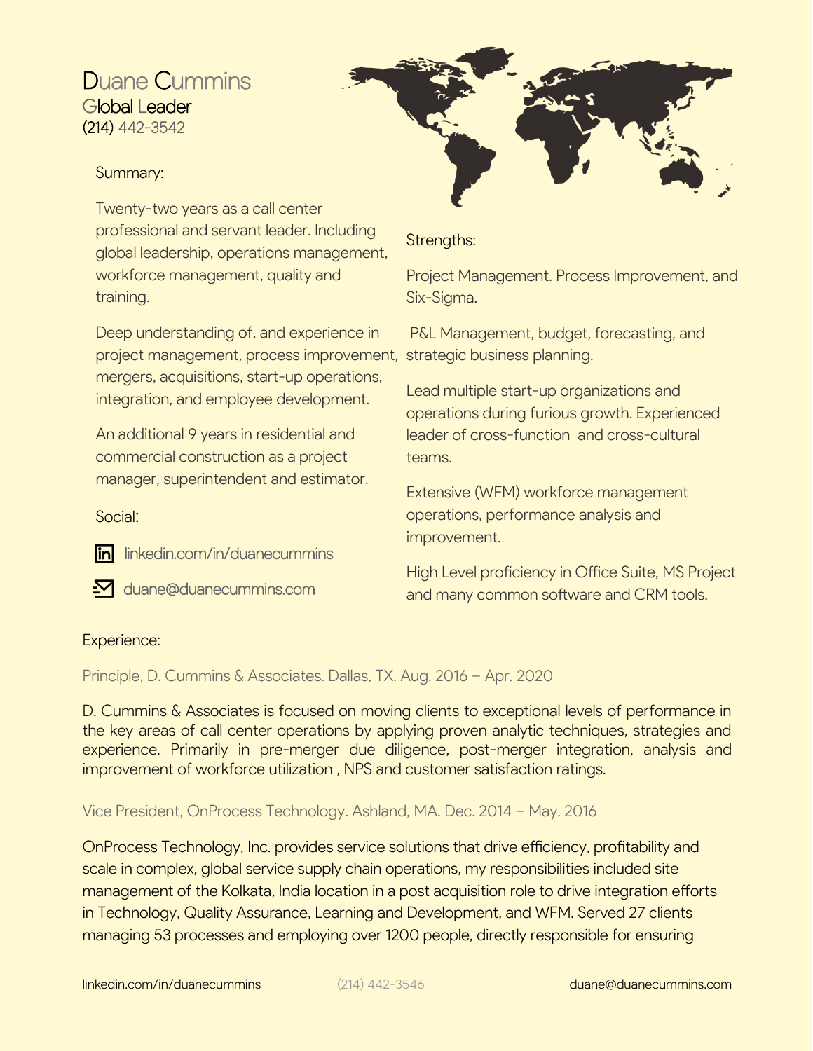# Duane Cummins

## Global Leader

(214) 442-3542

### Summary:

Twenty-two years as a call center professional and servant leader. Including global leadership, operations management, workforce management, quality and training.

Deep understanding of, and experience in project management, process improvement, mergers, acquisitions, start-up operations, integration, and employee development.

An additional 9 years in residential and commercial construction as a project manager, superintendent and estimator.

### Social:

linkedin.com/in/duanecummins

duane@duanecummins.com

### Strengths:

Project Management. Process Improvement, and Six-Sigma.

P&L Management, budget, forecasting, and strategic business planning.

Lead multiple start-up organizations and operations during furious growth. Experienced leader of cross-function and cross-cultural teams.

Extensive (WFM) workforce management operations, performance analysis and improvement.

High Level proficiency in Office Suite, MS Project and many common software and CRM tools.

### Experience:

Principle, D. Cummins & Associates. Dallas, TX. Aug. 2016 – Apr. 2020

D. Cummins & Associates is focused on moving clients to exceptional levels of performance in the key areas of call center operations by applying proven analytic techniques, strategies and experience. Primarily in pre-merger due diligence, post-merger integration, analysis and improvement of workforce utilization , NPS and customer satisfaction ratings.

Vice President, OnProcess Technology. Ashland, MA. Dec. 2014 – May. 2016

OnProcess Technology, Inc. provides service solutions that drive efficiency, profitability and scale in complex, global service supply chain operations, my responsibilities included site management of the Kolkata, India location in a post acquisition role to drive integration efforts in Technology, Quality Assurance, Learning and Development, and WFM. Served 27 clients managing 53 processes and employing over 1200 people, directly responsible for ensuring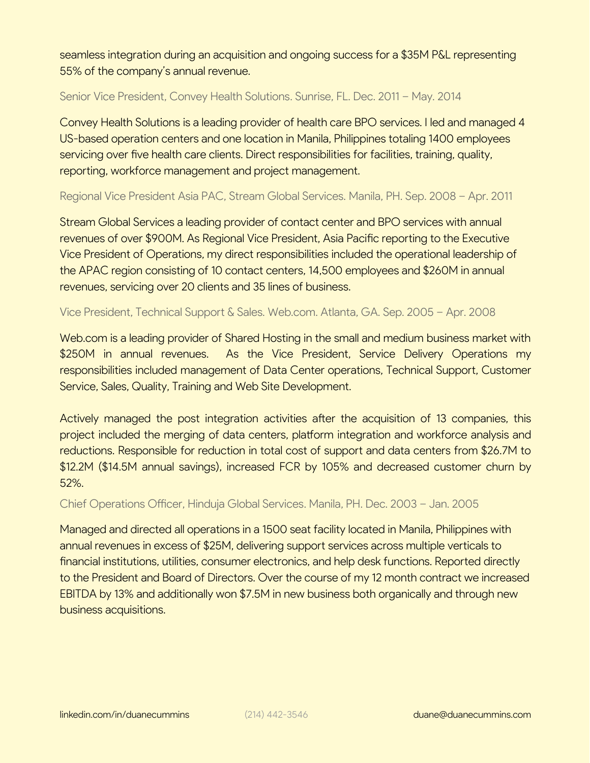seamless integration during an acquisition and ongoing success for a $35M P&L representing 55% of the company's annual revenue.

### Senior Vice President, Convey Health Solutions. Sunrise, FL. Dec. 2011 – May. 2014

Convey Health Solutions is a leading provider of health care BPO services. I led and managed 4 US-based operation centers and one location in Manila, Philippines totaling 1400 employees servicing over five health care clients. Direct responsibilities for facilities, training, quality, reporting, workforce management and project management.

### Regional Vice President Asia PAC, Stream Global Services. Manila, PH. Sep. 2008 – Apr. 2011

Stream Global Services a leading provider of contact center and BPO services with annual revenues of over $900M. As Regional Vice President, Asia Pacific reporting to the Executive Vice President of Operations, my direct responsibilities included the operational leadership of the APAC region consisting of 10 contact centers, 14,500 employees and $260M in annual revenues, servicing over 20 clients and 35 lines of business.

### Vice President, Technical Support & Sales. Web.com. Atlanta, GA. Sep. 2005 – Apr. 2008

Web.com is a leading provider of Shared Hosting in the small and medium business market with $250M in annual revenues. As the Vice President, Service Delivery Operations my responsibilities included management of Data Center operations, Technical Support, Customer Service, Sales, Quality, Training and Web Site Development.

Actively managed the post integration activities after the acquisition of 13 companies, this project included the merging of data centers, platform integration and workforce analysis and reductions. Responsible for reduction in total cost of support and data centers from $26.7M to $12.2M ($14.5M annual savings), increased FCR by 105% and decreased customer churn by 52%.

### Chief Operations Officer, Hinduja Global Services. Manila, PH. Dec. 2003 – Jan. 2005

Managed and directed all operations in a 1500 seat facility located in Manila, Philippines with annual revenues in excess of $25M, delivering support services across multiple verticals to financial institutions, utilities, consumer electronics, and help desk functions. Reported directly to the President and Board of Directors. Over the course of my 12 month contract we increased EBITDA by 13% and additionally won $7.5M in new business both organically and through new business acquisitions.

linkedin.com/in/duanecummins (214) 442-3546 duane@duanecummins.com